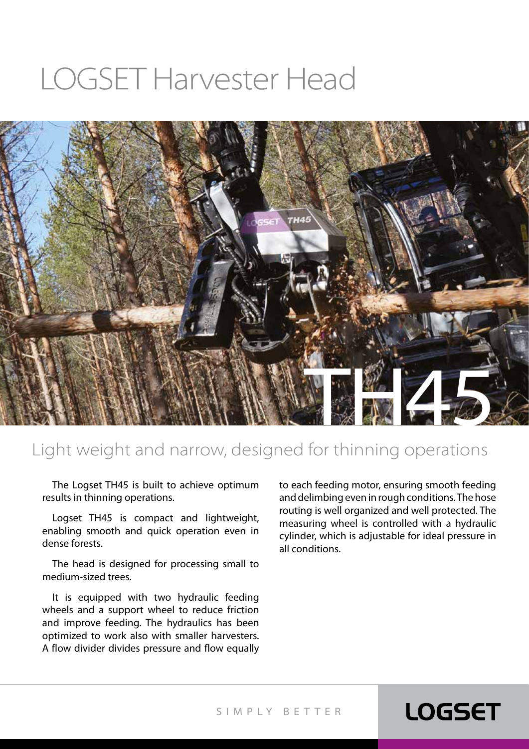# LOGSET Harvester Head

# TH45

## Light weight and narrow, designed for thinning operations

The Logset TH45 is built to achieve optimum results in thinning operations.

Logset TH45 is compact and lightweight, enabling smooth and quick operation even in dense forests.

The head is designed for processing small to medium-sized trees.

It is equipped with two hydraulic feeding wheels and a support wheel to reduce friction and improve feeding. The hydraulics has been optimized to work also with smaller harvesters. A flow divider divides pressure and flow equally to each feeding motor, ensuring smooth feeding and delimbing even in rough conditions. The hose routing is well organized and well protected. The measuring wheel is controlled with a hydraulic cylinder, which is adjustable for ideal pressure in all conditions.

SIMPLY BETTER

LOGSET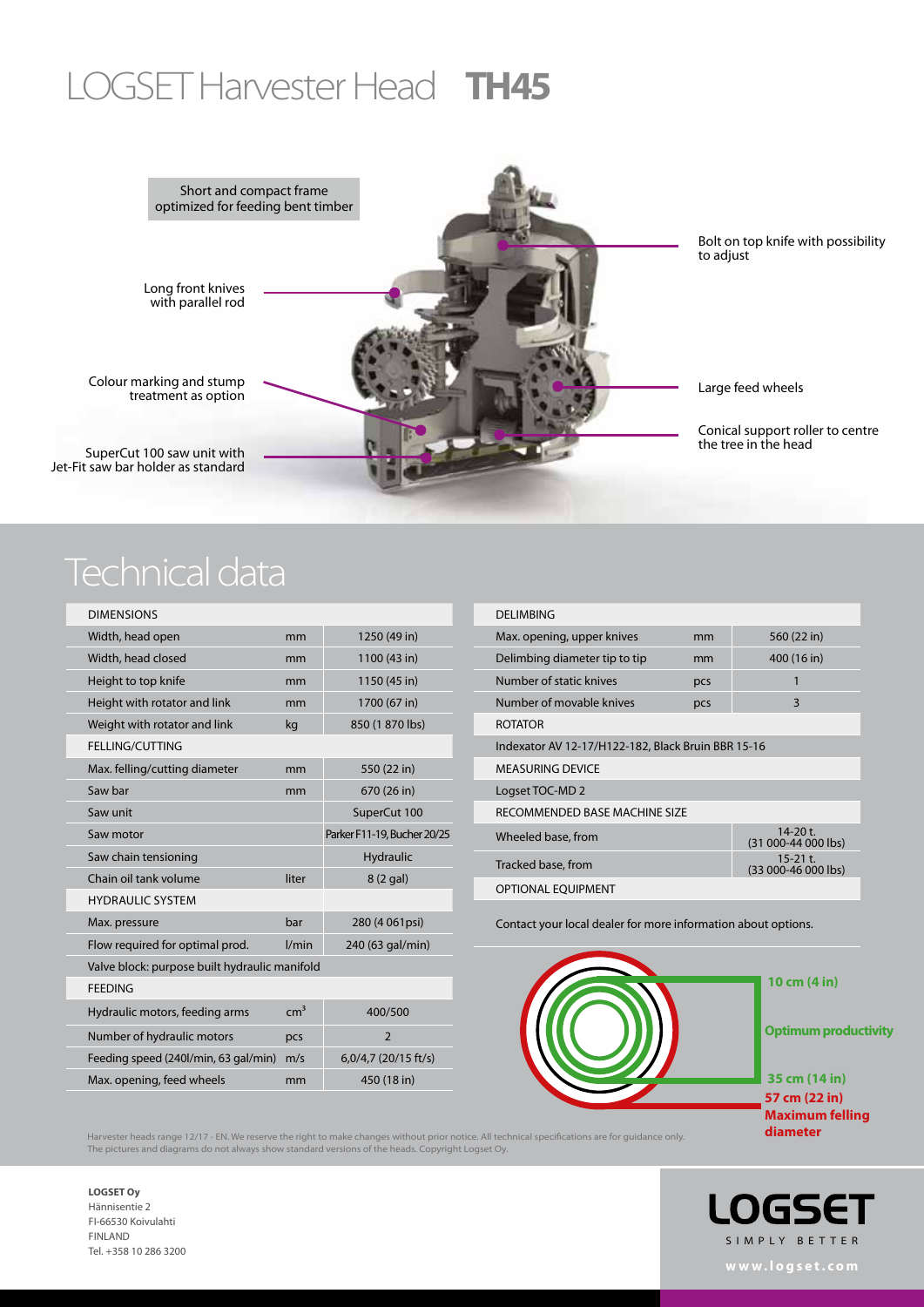# LOGSET Harvester Head **TH45**

Short and compact frame optimized for feeding bent timber

Long front knives with parallel rod

Colour marking and stump treatment as option

SuperCut 100 saw unit with Jet-Fit saw bar holder as standard

Bolt on top knife with possibility to adjust

Large feed wheels

Conical support roller to centre the tree in the head

# Technical data

| | | |
|---|---|---|
| **DIMENSIONS** | | |
| Width, head open | mm | 1250 (49 in) |
| Width, head closed | mm | 1100 (43 in) |
| Height to top knife | mm | 1150 (45 in) |
| Height with rotator and link | mm | 1700 (67 in) |
| Weight with rotator and link | kg | 850 (1 870 lbs) |
| **FELLING/CUTTING** | | |
| Max. felling/cutting diameter | mm | 550 (22 in) |
| Saw bar | mm | 670 (26 in) |
| Saw unit | | SuperCut 100 |
| Saw motor | | Parker F11-19, Bucher 20/25 |
| Saw chain tensioning | | Hydraulic |
| Chain oil tank volume | liter | 8 (2 gal) |
| **HYDRAULIC SYSTEM** | | |
| Max. pressure | bar | 280 (4 061psi) |
| Flow required for optimal prod. | l/min | 240 (63 gal/min) |
| Valve block: purpose built hydraulic manifold | | |
| **FEEDING** | | |
| Hydraulic motors, feeding arms | $cm^3$ | 400/500 |
| Number of hydraulic motors | pcs | 2 |
| Feeding speed (240l/min, 63 gal/min) | m/s | 6,0/4,7 (20/15 ft/s) |
| Max. opening, feed wheels | mm | 450 (18 in) |

| | | |
|---|---|---|
| **DELIMBING** | | |
| Max. opening, upper knives | mm | 560 (22 in) |
| Delimbing diameter tip to tip | mm | 400 (16 in) |
| Number of static knives | pcs | 1 |
| Number of movable knives | pcs | 3 |
| **ROTATOR** | | |
| Indexator AV 12-17/H122-182, Black Bruin BBR 15-16 | | |
| **MEASURING DEVICE** | | |
| Logset TOC-MD 2 | | |
| **RECOMMENDED BASE MACHINE SIZE** | | |
| Wheeled base, from | | 14-20 t. (31 000-44 000 lbs) |
| Tracked base, from | | 15-21 t. (33 000-46 000 lbs) |
| **OPTIONAL EQUIPMENT** | | |

Contact your local dealer for more information about options.

10 cm (4 in)

Optimum productivity

35 cm (14 in)

57 cm (22 in)

Maximum felling diameter

Harvester heads range 12/17 - EN. We reserve the right to make changes without prior notice. All technical specifications are for guidance only. The pictures and diagrams do not always show standard versions of the heads. Copyright Logset Oy.

**LOGSET Oy**
Hännisentie 2
FI-66530 Koivulahti
FINLAND
Tel. +358 10 286 3200

LOGSET
SIMPLY BETTER
www.logset.com